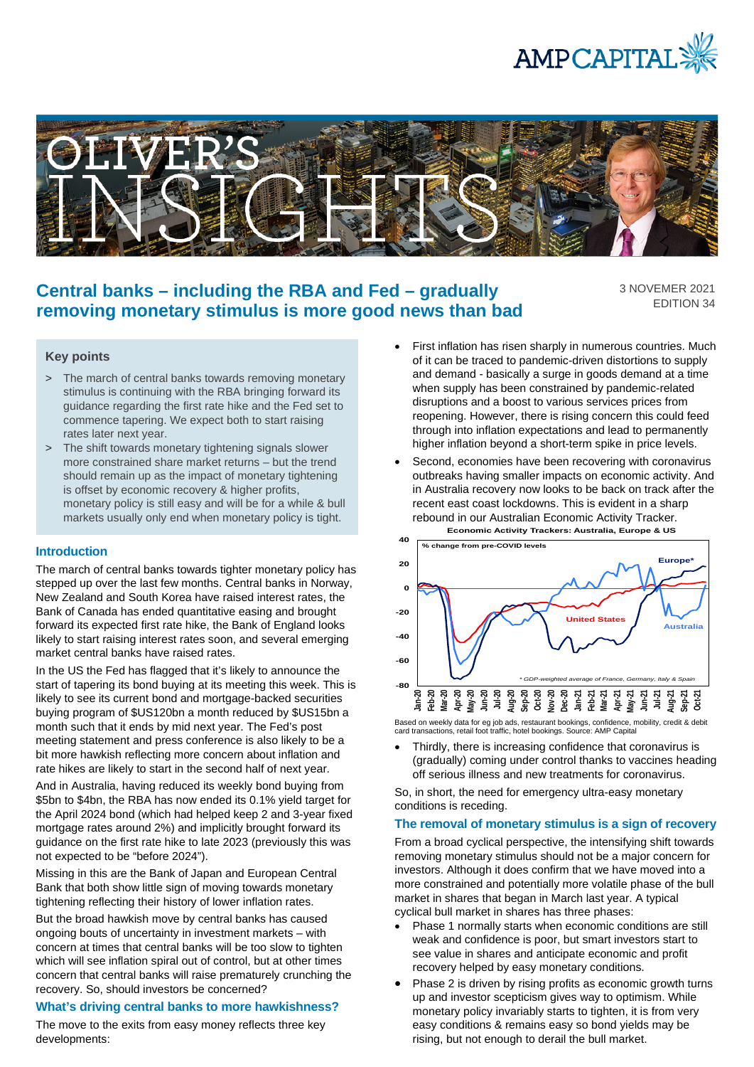# Central banks – including the RBA and Fed – gradually removing monetary stimulus is more good news than bad

3 NOVEMER 2021
EDITION 34

### Key points

> The march of central banks towards removing monetary stimulus is continuing with the RBA bringing forward its guidance regarding the first rate hike and the Fed set to commence tapering. We expect both to start raising rates later next year.

> The shift towards monetary tightening signals slower more constrained share market returns – but the trend should remain up as the impact of monetary tightening is offset by economic recovery & higher profits, monetary policy is still easy and will be for a while & bull markets usually only end when monetary policy is tight.

## Introduction

The march of central banks towards tighter monetary policy has stepped up over the last few months. Central banks in Norway, New Zealand and South Korea have raised interest rates, the Bank of Canada has ended quantitative easing and brought forward its expected first rate hike, the Bank of England looks likely to start raising interest rates soon, and several emerging market central banks have raised rates.

In the US the Fed has flagged that it's likely to announce the start of tapering its bond buying at its meeting this week. This is likely to see its current bond and mortgage-backed securities buying program of $US120bn a month reduced by $US15bn a month such that it ends by mid next year. The Fed's post meeting statement and press conference is also likely to be a bit more hawkish reflecting more concern about inflation and rate hikes are likely to start in the second half of next year.

And in Australia, having reduced its weekly bond buying from $5bn to $4bn, the RBA has now ended its 0.1% yield target for the April 2024 bond (which had helped keep 2 and 3-year fixed mortgage rates around 2%) and implicitly brought forward its guidance on the first rate hike to late 2023 (previously this was not expected to be "before 2024").

Missing in this are the Bank of Japan and European Central Bank that both show little sign of moving towards monetary tightening reflecting their history of lower inflation rates.

But the broad hawkish move by central banks has caused ongoing bouts of uncertainty in investment markets – with concern at times that central banks will be too slow to tighten which will see inflation spiral out of control, but at other times concern that central banks will raise prematurely crunching the recovery. So, should investors be concerned?

## What's driving central banks to more hawkishness?

The move to the exits from easy money reflects three key developments:

- First inflation has risen sharply in numerous countries. Much of it can be traced to pandemic-driven distortions to supply and demand - basically a surge in goods demand at a time when supply has been constrained by pandemic-related disruptions and a boost to various services prices from reopening. However, there is rising concern this could feed through into inflation expectations and lead to permanently higher inflation beyond a short-term spike in price levels.
- Second, economies have been recovering with coronavirus outbreaks having smaller impacts on economic activity. And in Australia recovery now looks to be back on track after the recent east coast lockdowns. This is evident in a sharp rebound in our Australian Economic Activity Tracker.

**Economic Activity Trackers: Australia, Europe & US**

Based on weekly data for eg job ads, restaurant bookings, confidence, mobility, credit & debit card transactions, retail foot traffic, hotel bookings. Source: AMP Capital

- Thirdly, there is increasing confidence that coronavirus is (gradually) coming under control thanks to vaccines heading off serious illness and new treatments for coronavirus.

So, in short, the need for emergency ultra-easy monetary conditions is receding.

## The removal of monetary stimulus is a sign of recovery

From a broad cyclical perspective, the intensifying shift towards removing monetary stimulus should not be a major concern for investors. Although it does confirm that we have moved into a more constrained and potentially more volatile phase of the bull market in shares that began in March last year. A typical cyclical bull market in shares has three phases:

- Phase 1 normally starts when economic conditions are still weak and confidence is poor, but smart investors start to see value in shares and anticipate economic and profit recovery helped by easy monetary conditions.
- Phase 2 is driven by rising profits as economic growth turns up and investor scepticism gives way to optimism. While monetary policy invariably starts to tighten, it is from very easy conditions & remains easy so bond yields may be rising, but not enough to derail the bull market.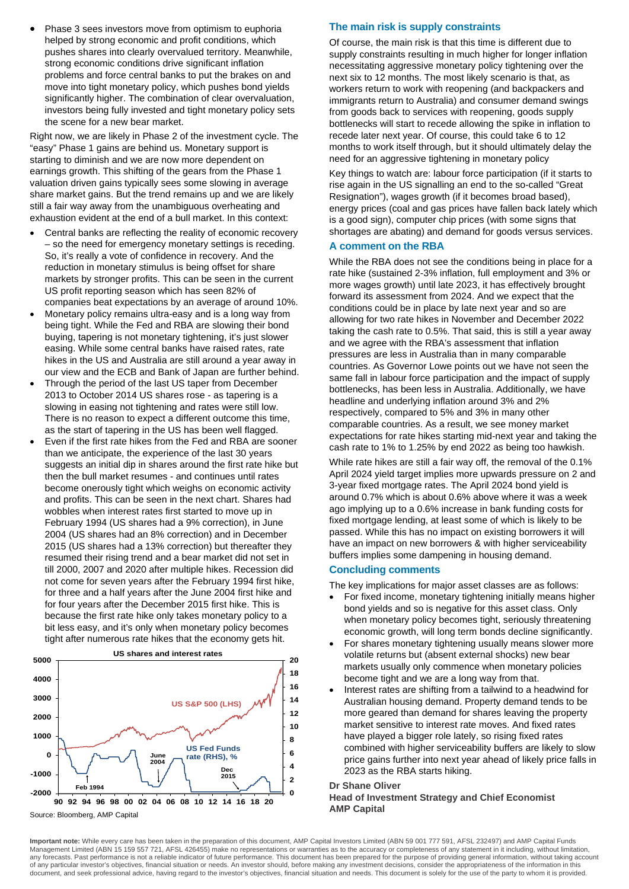- Phase 3 sees investors move from optimism to euphoria helped by strong economic and profit conditions, which pushes shares into clearly overvalued territory. Meanwhile, strong economic conditions drive significant inflation problems and force central banks to put the brakes on and move into tight monetary policy, which pushes bond yields significantly higher. The combination of clear overvaluation, investors being fully invested and tight monetary policy sets the scene for a new bear market.

Right now, we are likely in Phase 2 of the investment cycle. The "easy" Phase 1 gains are behind us. Monetary support is starting to diminish and we are now more dependent on earnings growth. This shifting of the gears from the Phase 1 valuation driven gains typically sees some slowing in average share market gains. But the trend remains up and we are likely still a fair way away from the unambiguous overheating and exhaustion evident at the end of a bull market. In this context:

- Central banks are reflecting the reality of economic recovery – so the need for emergency monetary settings is receding. So, it's really a vote of confidence in recovery. And the reduction in monetary stimulus is being offset for share markets by stronger profits. This can be seen in the current US profit reporting season which has seen 82% of companies beat expectations by an average of around 10%.
- Monetary policy remains ultra-easy and is a long way from being tight. While the Fed and RBA are slowing their bond buying, tapering is not monetary tightening, it's just slower easing. While some central banks have raised rates, rate hikes in the US and Australia are still around a year away in our view and the ECB and Bank of Japan are further behind.
- Through the period of the last US taper from December 2013 to October 2014 US shares rose - as tapering is a slowing in easing not tightening and rates were still low. There is no reason to expect a different outcome this time, as the start of tapering in the US has been well flagged.
- Even if the first rate hikes from the Fed and RBA are sooner than we anticipate, the experience of the last 30 years suggests an initial dip in shares around the first rate hike but then the bull market resumes - and continues until rates become onerously tight which weighs on economic activity and profits. This can be seen in the next chart. Shares had wobbles when interest rates first started to move up in February 1994 (US shares had a 9% correction), in June 2004 (US shares had an 8% correction) and in December 2015 (US shares had a 13% correction) but thereafter they resumed their rising trend and a bear market did not set in till 2000, 2007 and 2020 after multiple hikes. Recession did not come for seven years after the February 1994 first hike, for three and a half years after the June 2004 first hike and for four years after the December 2015 first hike. This is because the first rate hike only takes monetary policy to a bit less easy, and it's only when monetary policy becomes tight after numerous rate hikes that the economy gets hit.

US shares and interest rates

US S&P 500 (LHS)

US Fed Funds rate (RHS), %

Feb 1994

June 2004

Dec 2015

Source: Bloomberg, AMP Capital

## The main risk is supply constraints

Of course, the main risk is that this time is different due to supply constraints resulting in much higher for longer inflation necessitating aggressive monetary policy tightening over the next six to 12 months. The most likely scenario is that, as workers return to work with reopening (and backpackers and immigrants return to Australia) and consumer demand swings from goods back to services with reopening, goods supply bottlenecks will start to recede allowing the spike in inflation to recede later next year. Of course, this could take 6 to 12 months to work itself through, but it should ultimately delay the need for an aggressive tightening in monetary policy

Key things to watch are: labour force participation (if it starts to rise again in the US signalling an end to the so-called "Great Resignation"), wages growth (if it becomes broad based), energy prices (coal and gas prices have fallen back lately which is a good sign), computer chip prices (with some signs that shortages are abating) and demand for goods versus services.

## A comment on the RBA

While the RBA does not see the conditions being in place for a rate hike (sustained 2-3% inflation, full employment and 3% or more wages growth) until late 2023, it has effectively brought forward its assessment from 2024. And we expect that the conditions could be in place by late next year and so are allowing for two rate hikes in November and December 2022 taking the cash rate to 0.5%. That said, this is still a year away and we agree with the RBA's assessment that inflation pressures are less in Australia than in many comparable countries. As Governor Lowe points out we have not seen the same fall in labour force participation and the impact of supply bottlenecks, has been less in Australia. Additionally, we have headline and underlying inflation around 3% and 2% respectively, compared to 5% and 3% in many other comparable countries. As a result, we see money market expectations for rate hikes starting mid-next year and taking the cash rate to 1% to 1.25% by end 2022 as being too hawkish.

While rate hikes are still a fair way off, the removal of the 0.1% April 2024 yield target implies more upwards pressure on 2 and 3-year fixed mortgage rates. The April 2024 bond yield is around 0.7% which is about 0.6% above where it was a week ago implying up to a 0.6% increase in bank funding costs for fixed mortgage lending, at least some of which is likely to be passed. While this has no impact on existing borrowers it will have an impact on new borrowers & with higher serviceability buffers implies some dampening in housing demand.

## Concluding comments

The key implications for major asset classes are as follows:

- For fixed income, monetary tightening initially means higher bond yields and so is negative for this asset class. Only when monetary policy becomes tight, seriously threatening economic growth, will long term bonds decline significantly.
- For shares monetary tightening usually means slower more volatile returns but (absent external shocks) new bear markets usually only commence when monetary policies become tight and we are a long way from that.
- Interest rates are shifting from a tailwind to a headwind for Australian housing demand. Property demand tends to be more geared than demand for shares leaving the property market sensitive to interest rate moves. And fixed rates have played a bigger role lately, so rising fixed rates combined with higher serviceability buffers are likely to slow price gains further into next year ahead of likely price falls in 2023 as the RBA starts hiking.

**Dr Shane Oliver**
**Head of Investment Strategy and Chief Economist**
**AMP Capital**

**Important note:** While every care has been taken in the preparation of this document, AMP Capital Investors Limited (ABN 59 001 777 591, AFSL 232497) and AMP Capital Funds Management Limited (ABN 15 159 557 721, AFSL 426455) make no representations or warranties as to the accuracy or completeness of any statement in it including, without limitation, any forecasts. Past performance is not a reliable indicator of future performance. This document has been prepared for the purpose of providing general information, without taking account of any particular investor's objectives, financial situation or needs. An investor should, before making any investment decisions, consider the appropriateness of the information in this document, and seek professional advice, having regard to the investor's objectives, financial situation and needs. This document is solely for the use of the party to whom it is provided.